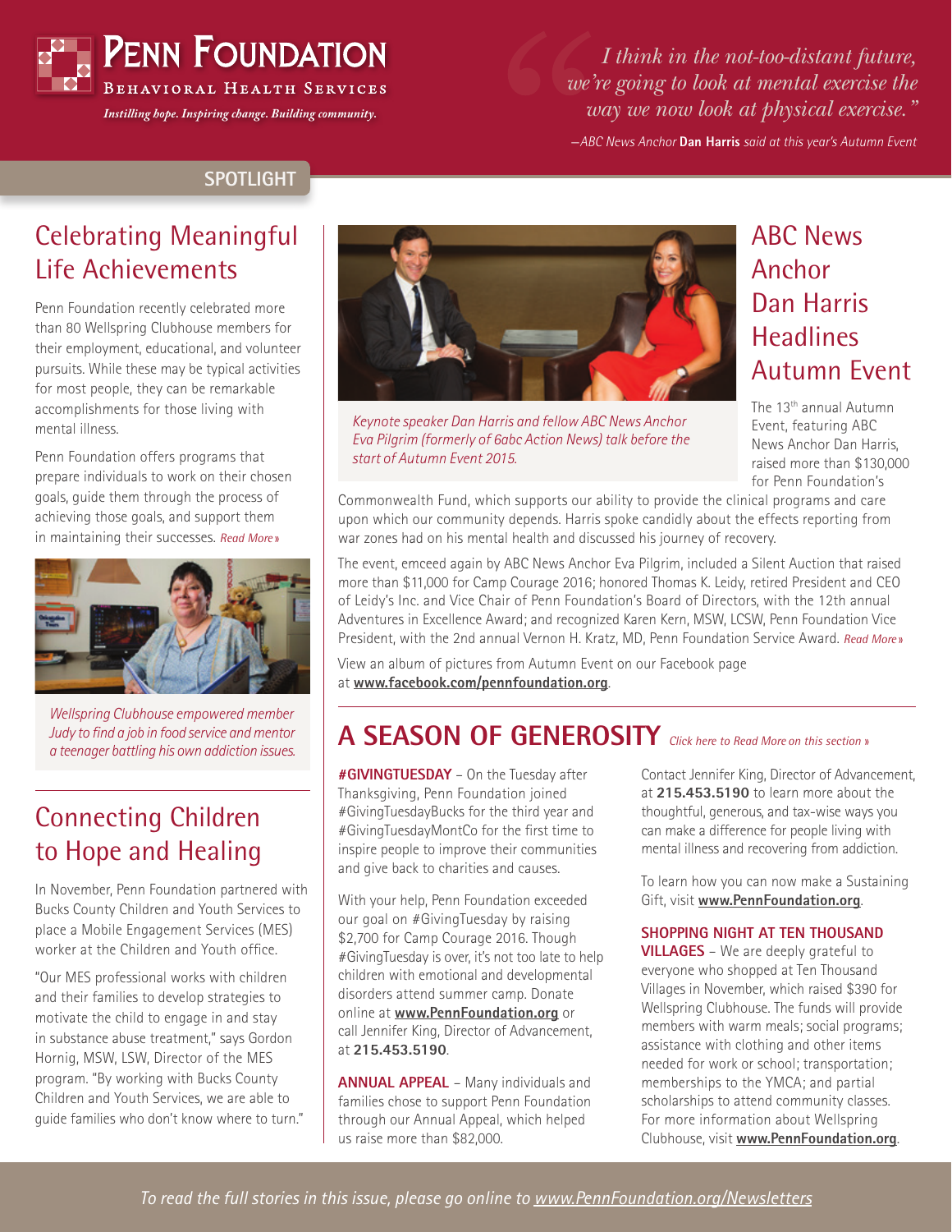# Penn Foundation

Behavioral Health Services

*Instilling hope. Inspiring change. Building community.*

> *I think in the not-too-distant future, we're going to look at mental exercise the way we now look at physical exercise."*
>
> *—ABC News Anchor* **Dan Harris** *said at this year's Autumn Event*

**SPOTLIGHT**

## Celebrating Meaningful Life Achievements

Penn Foundation recently celebrated more than 80 Wellspring Clubhouse members for their employment, educational, and volunteer pursuits. While these may be typical activities for most people, they can be remarkable accomplishments for those living with mental illness.

Penn Foundation offers programs that prepare individuals to work on their chosen goals, guide them through the process of achieving those goals, and support them in maintaining their successes. *Read More »*

*Wellspring Clubhouse empowered member Judy to find a job in food service and mentor a teenager battling his own addiction issues.*

## Connecting Children to Hope and Healing

In November, Penn Foundation partnered with Bucks County Children and Youth Services to place a Mobile Engagement Services (MES) worker at the Children and Youth office.

"Our MES professional works with children and their families to develop strategies to motivate the child to engage in and stay in substance abuse treatment," says Gordon Hornig, MSW, LSW, Director of the MES program. "By working with Bucks County Children and Youth Services, we are able to guide families who don't know where to turn."

## ABC News Anchor Dan Harris Headlines Autumn Event

*Keynote speaker Dan Harris and fellow ABC News Anchor Eva Pilgrim (formerly of 6abc Action News) talk before the start of Autumn Event 2015.*

The 13th annual Autumn Event, featuring ABC News Anchor Dan Harris, raised more than $130,000 for Penn Foundation's Commonwealth Fund, which supports our ability to provide the clinical programs and care upon which our community depends. Harris spoke candidly about the effects reporting from war zones had on his mental health and discussed his journey of recovery.

The event, emceed again by ABC News Anchor Eva Pilgrim, included a Silent Auction that raised more than $11,000 for Camp Courage 2016; honored Thomas K. Leidy, retired President and CEO of Leidy's Inc. and Vice Chair of Penn Foundation's Board of Directors, with the 12th annual Adventures in Excellence Award; and recognized Karen Kern, MSW, LCSW, Penn Foundation Vice President, with the 2nd annual Vernon H. Kratz, MD, Penn Foundation Service Award. *Read More »*

View an album of pictures from Autumn Event on our Facebook page at **www.facebook.com/pennfoundation.org**.

## A SEASON OF GENEROSITY

*Click here to Read More on this section »*

**#GIVINGTUESDAY** – On the Tuesday after Thanksgiving, Penn Foundation joined #GivingTuesdayBucks for the third year and #GivingTuesdayMontCo for the first time to inspire people to improve their communities and give back to charities and causes.

With your help, Penn Foundation exceeded our goal on #GivingTuesday by raising $2,700 for Camp Courage 2016. Though #GivingTuesday is over, it's not too late to help children with emotional and developmental disorders attend summer camp. Donate online at **www.PennFoundation.org** or call Jennifer King, Director of Advancement, at **215.453.5190**.

**ANNUAL APPEAL** – Many individuals and families chose to support Penn Foundation through our Annual Appeal, which helped us raise more than $82,000.

Contact Jennifer King, Director of Advancement, at **215.453.5190** to learn more about the thoughtful, generous, and tax-wise ways you can make a difference for people living with mental illness and recovering from addiction.

To learn how you can now make a Sustaining Gift, visit **www.PennFoundation.org**.

**SHOPPING NIGHT AT TEN THOUSAND VILLAGES** – We are deeply grateful to everyone who shopped at Ten Thousand Villages in November, which raised $390 for Wellspring Clubhouse. The funds will provide members with warm meals; social programs; assistance with clothing and other items needed for work or school; transportation; memberships to the YMCA; and partial scholarships to attend community classes. For more information about Wellspring Clubhouse, visit **www.PennFoundation.org**.

*To read the full stories in this issue, please go online to www.PennFoundation.org/Newsletters*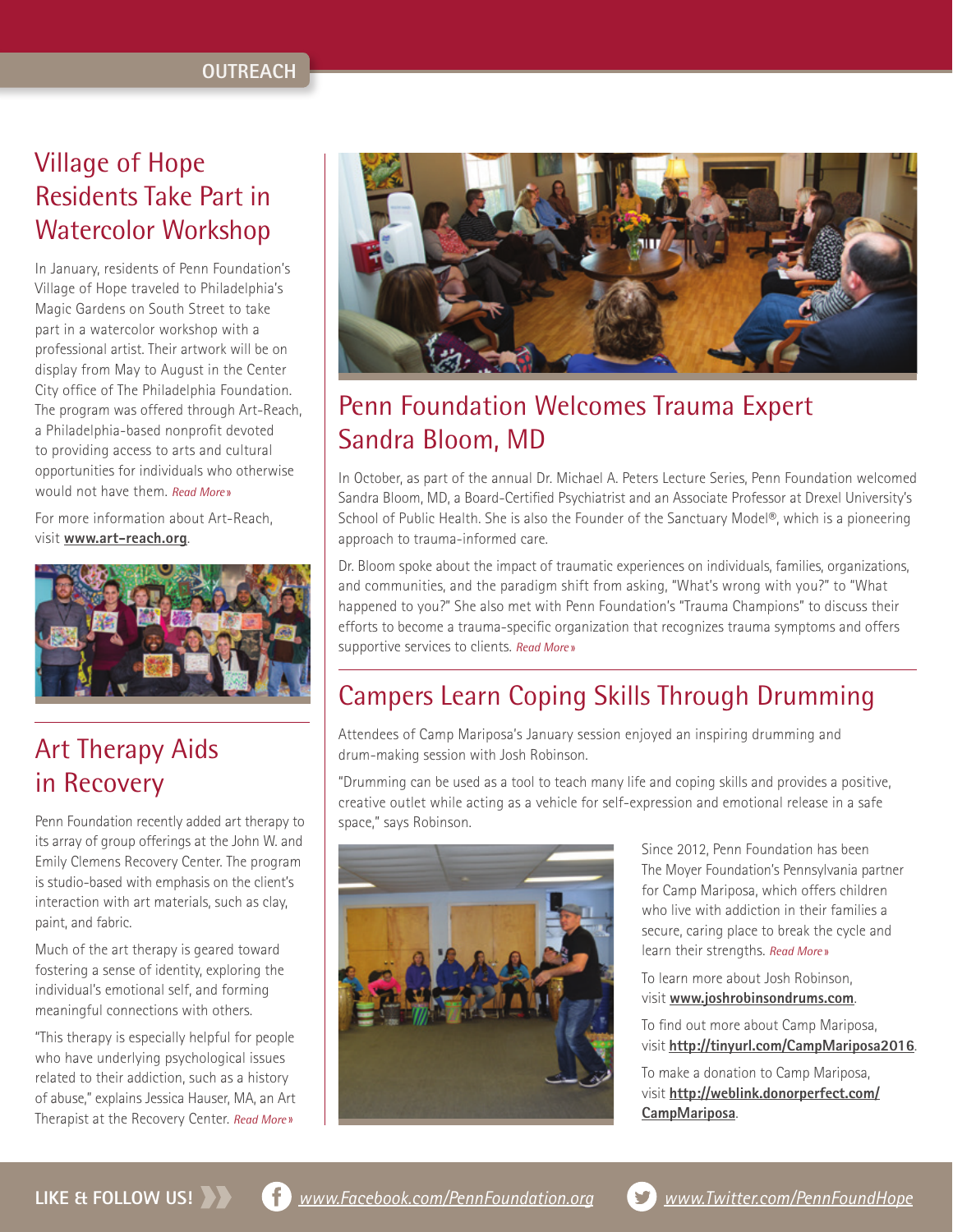OUTREACH

## Village of Hope Residents Take Part in Watercolor Workshop

In January, residents of Penn Foundation's Village of Hope traveled to Philadelphia's Magic Gardens on South Street to take part in a watercolor workshop with a professional artist. Their artwork will be on display from May to August in the Center City office of The Philadelphia Foundation. The program was offered through Art-Reach, a Philadelphia-based nonprofit devoted to providing access to arts and cultural opportunities for individuals who otherwise would not have them. *Read More »*

For more information about Art-Reach, visit **www.art-reach.org**.

## Art Therapy Aids in Recovery

Penn Foundation recently added art therapy to its array of group offerings at the John W. and Emily Clemens Recovery Center. The program is studio-based with emphasis on the client's interaction with art materials, such as clay, paint, and fabric.

Much of the art therapy is geared toward fostering a sense of identity, exploring the individual's emotional self, and forming meaningful connections with others.

"This therapy is especially helpful for people who have underlying psychological issues related to their addiction, such as a history of abuse," explains Jessica Hauser, MA, an Art Therapist at the Recovery Center. *Read More »*

## Penn Foundation Welcomes Trauma Expert Sandra Bloom, MD

In October, as part of the annual Dr. Michael A. Peters Lecture Series, Penn Foundation welcomed Sandra Bloom, MD, a Board-Certified Psychiatrist and an Associate Professor at Drexel University's School of Public Health. She is also the Founder of the Sanctuary Model®, which is a pioneering approach to trauma-informed care.

Dr. Bloom spoke about the impact of traumatic experiences on individuals, families, organizations, and communities, and the paradigm shift from asking, "What's wrong with you?" to "What happened to you?" She also met with Penn Foundation's "Trauma Champions" to discuss their efforts to become a trauma-specific organization that recognizes trauma symptoms and offers supportive services to clients. *Read More »*

## Campers Learn Coping Skills Through Drumming

Attendees of Camp Mariposa's January session enjoyed an inspiring drumming and drum-making session with Josh Robinson.

"Drumming can be used as a tool to teach many life and coping skills and provides a positive, creative outlet while acting as a vehicle for self-expression and emotional release in a safe space," says Robinson.

Since 2012, Penn Foundation has been The Moyer Foundation's Pennsylvania partner for Camp Mariposa, which offers children who live with addiction in their families a secure, caring place to break the cycle and learn their strengths. *Read More »*

To learn more about Josh Robinson, visit **www.joshrobinsondrums.com**.

To find out more about Camp Mariposa, visit **http://tinyurl.com/CampMariposa2016**.

To make a donation to Camp Mariposa, visit **http://weblink.donorperfect.com/CampMariposa**.

**LIKE & FOLLOW US!** *www.Facebook.com/PennFoundation.org* *www.Twitter.com/PennFoundHope*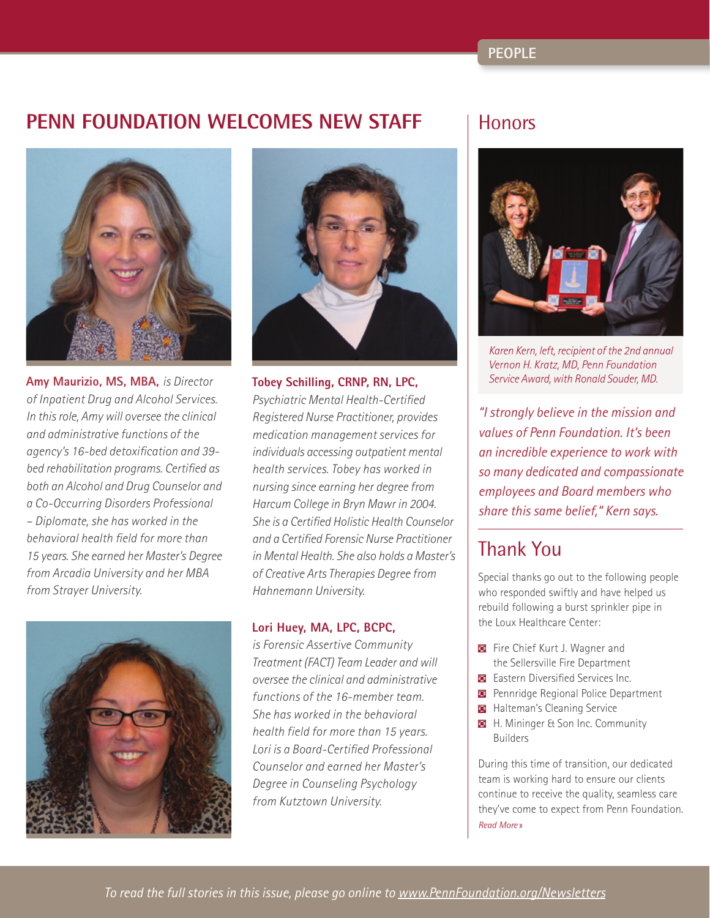PEOPLE

## PENN FOUNDATION WELCOMES NEW STAFF

**Amy Maurizio, MS, MBA,** *is Director of Inpatient Drug and Alcohol Services. In this role, Amy will oversee the clinical and administrative functions of the agency's 16-bed detoxification and 39-bed rehabilitation programs. Certified as both an Alcohol and Drug Counselor and a Co-Occurring Disorders Professional – Diplomate, she has worked in the behavioral health field for more than 15 years. She earned her Master's Degree from Arcadia University and her MBA from Strayer University.*

**Tobey Schilling, CRNP, RN, LPC,** *Psychiatric Mental Health-Certified Registered Nurse Practitioner, provides medication management services for individuals accessing outpatient mental health services. Tobey has worked in nursing since earning her degree from Harcum College in Bryn Mawr in 2004. She is a Certified Holistic Health Counselor and a Certified Forensic Nurse Practitioner in Mental Health. She also holds a Master's of Creative Arts Therapies Degree from Hahnemann University.*

**Lori Huey, MA, LPC, BCPC,** *is Forensic Assertive Community Treatment (FACT) Team Leader and will oversee the clinical and administrative functions of the 16-member team. She has worked in the behavioral health field for more than 15 years. Lori is a Board-Certified Professional Counselor and earned her Master's Degree in Counseling Psychology from Kutztown University.*

## Honors

*Karen Kern, left, recipient of the 2nd annual Vernon H. Kratz, MD, Penn Foundation Service Award, with Ronald Souder, MD.*

*"I strongly believe in the mission and values of Penn Foundation. It's been an incredible experience to work with so many dedicated and compassionate employees and Board members who share this same belief," Kern says.*

## Thank You

Special thanks go out to the following people who responded swiftly and have helped us rebuild following a burst sprinkler pipe in the Loux Healthcare Center:

- Fire Chief Kurt J. Wagner and the Sellersville Fire Department
- Eastern Diversified Services Inc.
- Pennridge Regional Police Department
- Halteman's Cleaning Service
- H. Mininger & Son Inc. Community Builders

During this time of transition, our dedicated team is working hard to ensure our clients continue to receive the quality, seamless care they've come to expect from Penn Foundation. *Read More »*

*To read the full stories in this issue, please go online to www.PennFoundation.org/Newsletters*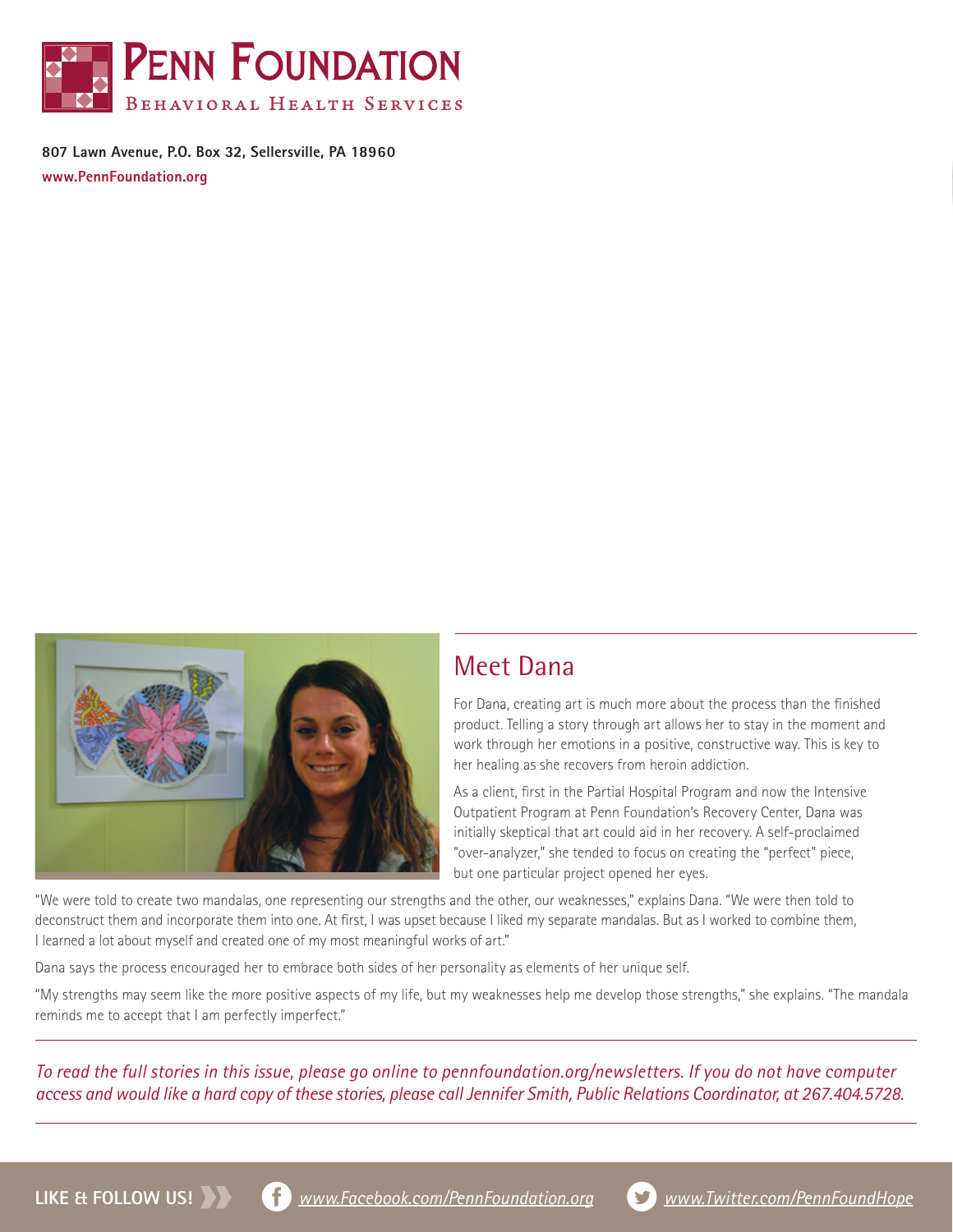# Penn Foundation

Behavioral Health Services

**807 Lawn Avenue, P.O. Box 32, Sellersville, PA 18960**

**www.PennFoundation.org**

## Meet Dana

For Dana, creating art is much more about the process than the finished product. Telling a story through art allows her to stay in the moment and work through her emotions in a positive, constructive way. This is key to her healing as she recovers from heroin addiction.

As a client, first in the Partial Hospital Program and now the Intensive Outpatient Program at Penn Foundation's Recovery Center, Dana was initially skeptical that art could aid in her recovery. A self-proclaimed "over-analyzer," she tended to focus on creating the "perfect" piece, but one particular project opened her eyes.

"We were told to create two mandalas, one representing our strengths and the other, our weaknesses," explains Dana. "We were then told to deconstruct them and incorporate them into one. At first, I was upset because I liked my separate mandalas. But as I worked to combine them, I learned a lot about myself and created one of my most meaningful works of art."

Dana says the process encouraged her to embrace both sides of her personality as elements of her unique self.

"My strengths may seem like the more positive aspects of my life, but my weaknesses help me develop those strengths," she explains. "The mandala reminds me to accept that I am perfectly imperfect."

*To read the full stories in this issue, please go online to pennfoundation.org/newsletters. If you do not have computer access and would like a hard copy of these stories, please call Jennifer Smith, Public Relations Coordinator, at 267.404.5728.*

**LIKE & FOLLOW US!** *www.Facebook.com/PennFoundation.org* *www.Twitter.com/PennFoundHope*